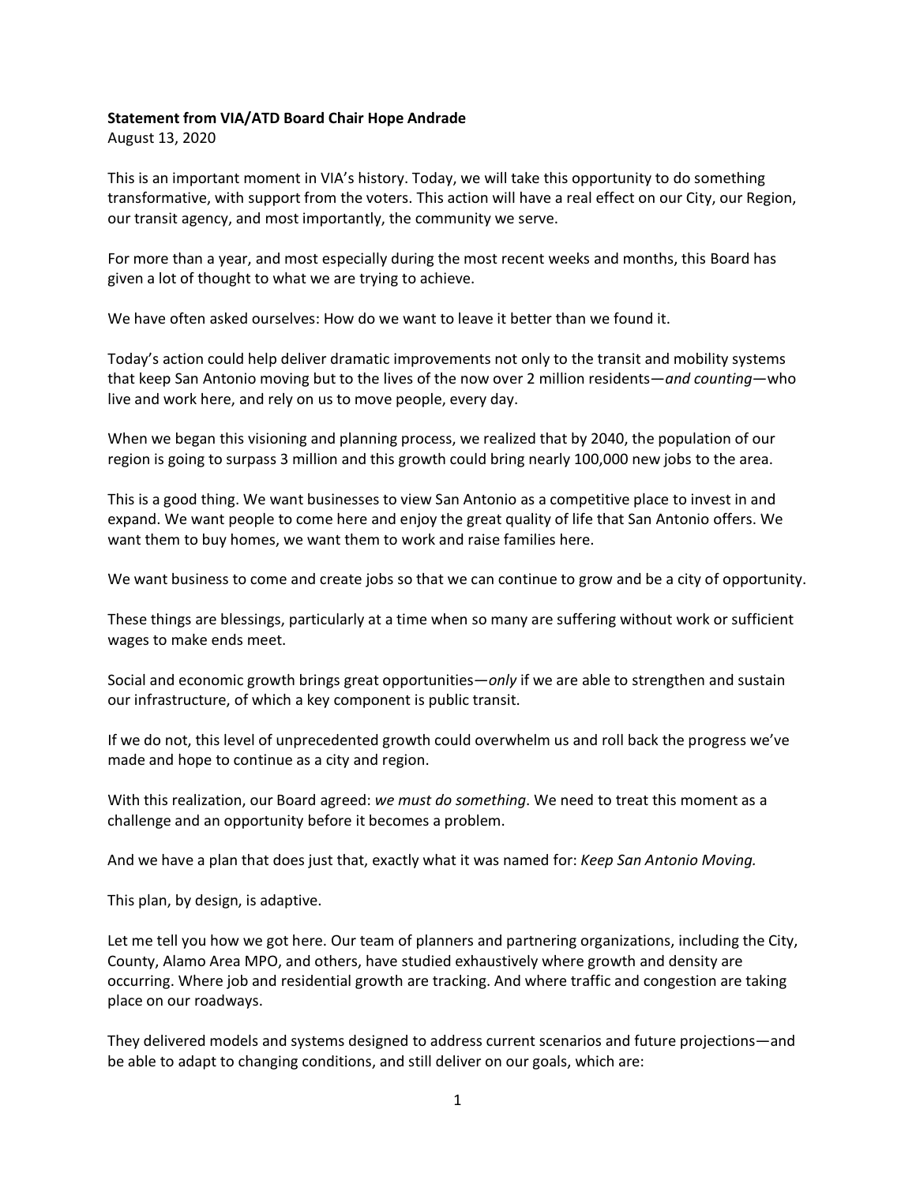**Statement from VIA/ATD Board Chair Hope Andrade**
August 13, 2020

This is an important moment in VIA's history. Today, we will take this opportunity to do something transformative, with support from the voters. This action will have a real effect on our City, our Region, our transit agency, and most importantly, the community we serve.

For more than a year, and most especially during the most recent weeks and months, this Board has given a lot of thought to what we are trying to achieve.

We have often asked ourselves: How do we want to leave it better than we found it.

Today's action could help deliver dramatic improvements not only to the transit and mobility systems that keep San Antonio moving but to the lives of the now over 2 million residents—*and counting*—who live and work here, and rely on us to move people, every day.

When we began this visioning and planning process, we realized that by 2040, the population of our region is going to surpass 3 million and this growth could bring nearly 100,000 new jobs to the area.

This is a good thing. We want businesses to view San Antonio as a competitive place to invest in and expand. We want people to come here and enjoy the great quality of life that San Antonio offers. We want them to buy homes, we want them to work and raise families here.

We want business to come and create jobs so that we can continue to grow and be a city of opportunity.

These things are blessings, particularly at a time when so many are suffering without work or sufficient wages to make ends meet.

Social and economic growth brings great opportunities—*only* if we are able to strengthen and sustain our infrastructure, of which a key component is public transit.

If we do not, this level of unprecedented growth could overwhelm us and roll back the progress we've made and hope to continue as a city and region.

With this realization, our Board agreed: *we must do something*. We need to treat this moment as a challenge and an opportunity before it becomes a problem.

And we have a plan that does just that, exactly what it was named for: *Keep San Antonio Moving.*

This plan, by design, is adaptive.

Let me tell you how we got here. Our team of planners and partnering organizations, including the City, County, Alamo Area MPO, and others, have studied exhaustively where growth and density are occurring. Where job and residential growth are tracking. And where traffic and congestion are taking place on our roadways.

They delivered models and systems designed to address current scenarios and future projections—and be able to adapt to changing conditions, and still deliver on our goals, which are: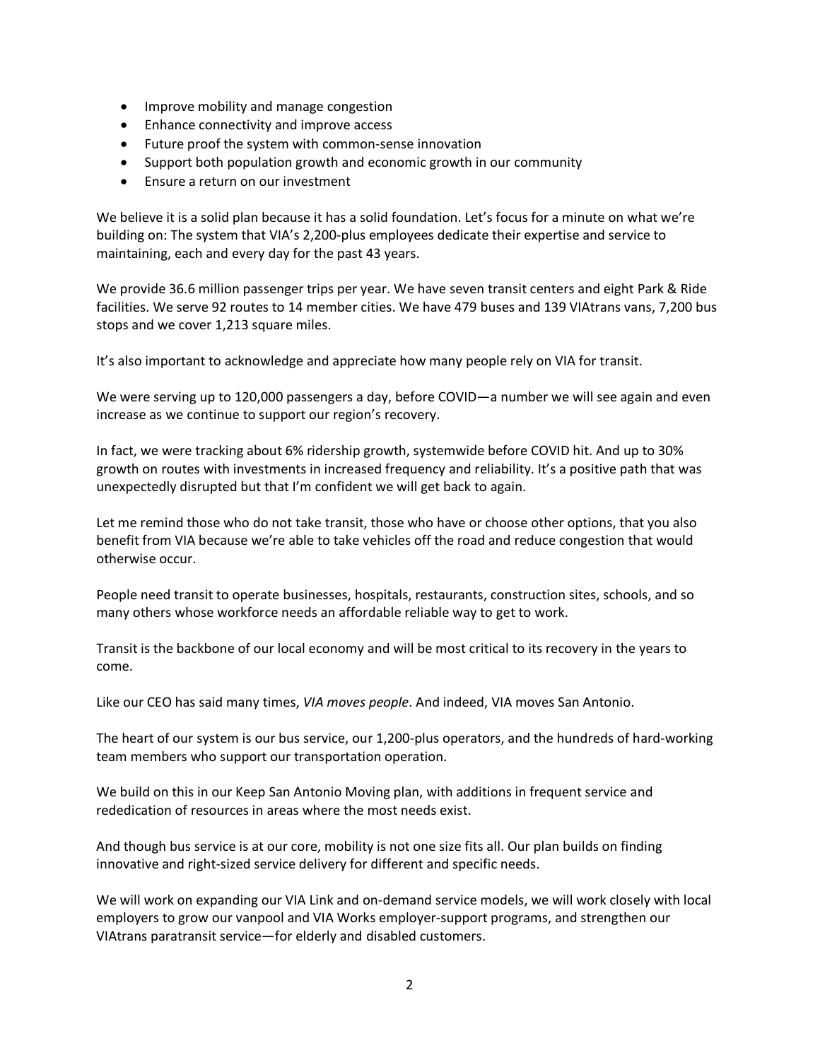- Improve mobility and manage congestion
- Enhance connectivity and improve access
- Future proof the system with common-sense innovation
- Support both population growth and economic growth in our community
- Ensure a return on our investment

We believe it is a solid plan because it has a solid foundation. Let's focus for a minute on what we're building on: The system that VIA's 2,200-plus employees dedicate their expertise and service to maintaining, each and every day for the past 43 years.

We provide 36.6 million passenger trips per year. We have seven transit centers and eight Park & Ride facilities. We serve 92 routes to 14 member cities. We have 479 buses and 139 VIAtrans vans, 7,200 bus stops and we cover 1,213 square miles.

It's also important to acknowledge and appreciate how many people rely on VIA for transit.

We were serving up to 120,000 passengers a day, before COVID—a number we will see again and even increase as we continue to support our region's recovery.

In fact, we were tracking about 6% ridership growth, systemwide before COVID hit. And up to 30% growth on routes with investments in increased frequency and reliability. It's a positive path that was unexpectedly disrupted but that I'm confident we will get back to again.

Let me remind those who do not take transit, those who have or choose other options, that you also benefit from VIA because we're able to take vehicles off the road and reduce congestion that would otherwise occur.

People need transit to operate businesses, hospitals, restaurants, construction sites, schools, and so many others whose workforce needs an affordable reliable way to get to work.

Transit is the backbone of our local economy and will be most critical to its recovery in the years to come.

Like our CEO has said many times, *VIA moves people*. And indeed, VIA moves San Antonio.

The heart of our system is our bus service, our 1,200-plus operators, and the hundreds of hard-working team members who support our transportation operation.

We build on this in our Keep San Antonio Moving plan, with additions in frequent service and rededication of resources in areas where the most needs exist.

And though bus service is at our core, mobility is not one size fits all. Our plan builds on finding innovative and right-sized service delivery for different and specific needs.

We will work on expanding our VIA Link and on-demand service models, we will work closely with local employers to grow our vanpool and VIA Works employer-support programs, and strengthen our VIAtrans paratransit service—for elderly and disabled customers.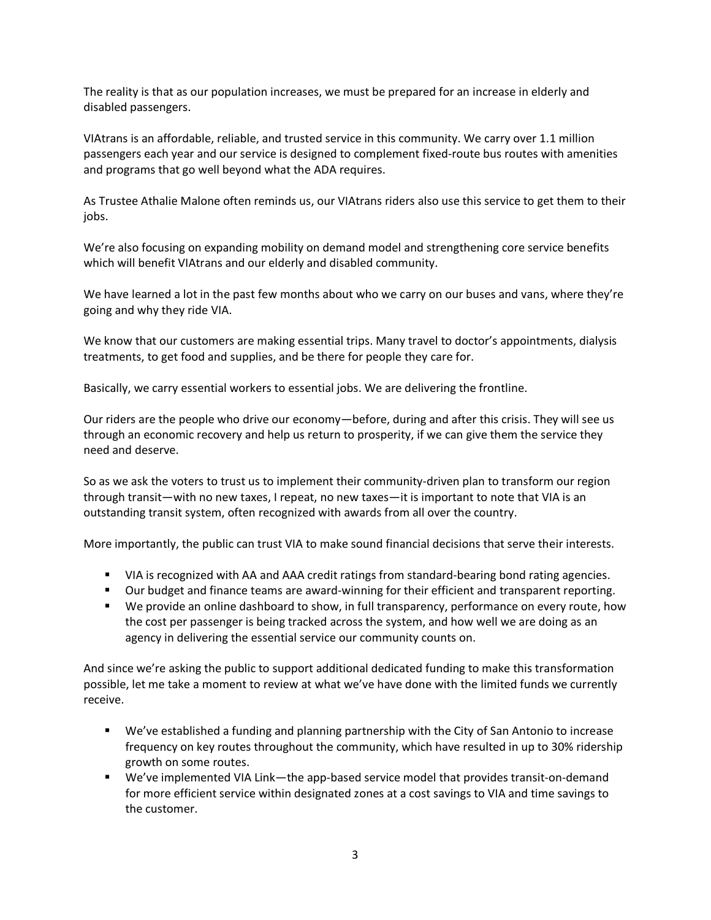The reality is that as our population increases, we must be prepared for an increase in elderly and disabled passengers.

VIAtrans is an affordable, reliable, and trusted service in this community. We carry over 1.1 million passengers each year and our service is designed to complement fixed-route bus routes with amenities and programs that go well beyond what the ADA requires.

As Trustee Athalie Malone often reminds us, our VIAtrans riders also use this service to get them to their jobs.

We're also focusing on expanding mobility on demand model and strengthening core service benefits which will benefit VIAtrans and our elderly and disabled community.

We have learned a lot in the past few months about who we carry on our buses and vans, where they're going and why they ride VIA.

We know that our customers are making essential trips. Many travel to doctor's appointments, dialysis treatments, to get food and supplies, and be there for people they care for.

Basically, we carry essential workers to essential jobs. We are delivering the frontline.

Our riders are the people who drive our economy—before, during and after this crisis. They will see us through an economic recovery and help us return to prosperity, if we can give them the service they need and deserve.

So as we ask the voters to trust us to implement their community-driven plan to transform our region through transit—with no new taxes, I repeat, no new taxes—it is important to note that VIA is an outstanding transit system, often recognized with awards from all over the country.

More importantly, the public can trust VIA to make sound financial decisions that serve their interests.

- VIA is recognized with AA and AAA credit ratings from standard-bearing bond rating agencies.
- Our budget and finance teams are award-winning for their efficient and transparent reporting.
- We provide an online dashboard to show, in full transparency, performance on every route, how the cost per passenger is being tracked across the system, and how well we are doing as an agency in delivering the essential service our community counts on.

And since we're asking the public to support additional dedicated funding to make this transformation possible, let me take a moment to review at what we've have done with the limited funds we currently receive.

- We've established a funding and planning partnership with the City of San Antonio to increase frequency on key routes throughout the community, which have resulted in up to 30% ridership growth on some routes.
- We've implemented VIA Link—the app-based service model that provides transit-on-demand for more efficient service within designated zones at a cost savings to VIA and time savings to the customer.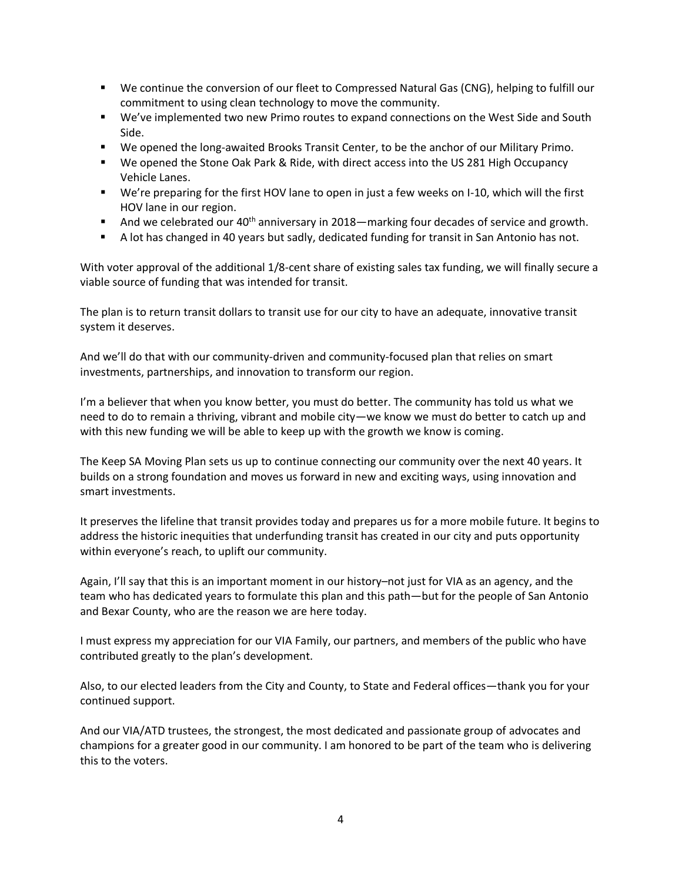- We continue the conversion of our fleet to Compressed Natural Gas (CNG), helping to fulfill our commitment to using clean technology to move the community.
- We've implemented two new Primo routes to expand connections on the West Side and South Side.
- We opened the long-awaited Brooks Transit Center, to be the anchor of our Military Primo.
- We opened the Stone Oak Park & Ride, with direct access into the US 281 High Occupancy Vehicle Lanes.
- We're preparing for the first HOV lane to open in just a few weeks on I-10, which will the first HOV lane in our region.
- And we celebrated our 40th anniversary in 2018—marking four decades of service and growth.
- A lot has changed in 40 years but sadly, dedicated funding for transit in San Antonio has not.

With voter approval of the additional 1/8-cent share of existing sales tax funding, we will finally secure a viable source of funding that was intended for transit.

The plan is to return transit dollars to transit use for our city to have an adequate, innovative transit system it deserves.

And we'll do that with our community-driven and community-focused plan that relies on smart investments, partnerships, and innovation to transform our region.

I'm a believer that when you know better, you must do better. The community has told us what we need to do to remain a thriving, vibrant and mobile city—we know we must do better to catch up and with this new funding we will be able to keep up with the growth we know is coming.

The Keep SA Moving Plan sets us up to continue connecting our community over the next 40 years. It builds on a strong foundation and moves us forward in new and exciting ways, using innovation and smart investments.

It preserves the lifeline that transit provides today and prepares us for a more mobile future. It begins to address the historic inequities that underfunding transit has created in our city and puts opportunity within everyone's reach, to uplift our community.

Again, I'll say that this is an important moment in our history–not just for VIA as an agency, and the team who has dedicated years to formulate this plan and this path—but for the people of San Antonio and Bexar County, who are the reason we are here today.

I must express my appreciation for our VIA Family, our partners, and members of the public who have contributed greatly to the plan's development.

Also, to our elected leaders from the City and County, to State and Federal offices—thank you for your continued support.

And our VIA/ATD trustees, the strongest, the most dedicated and passionate group of advocates and champions for a greater good in our community. I am honored to be part of the team who is delivering this to the voters.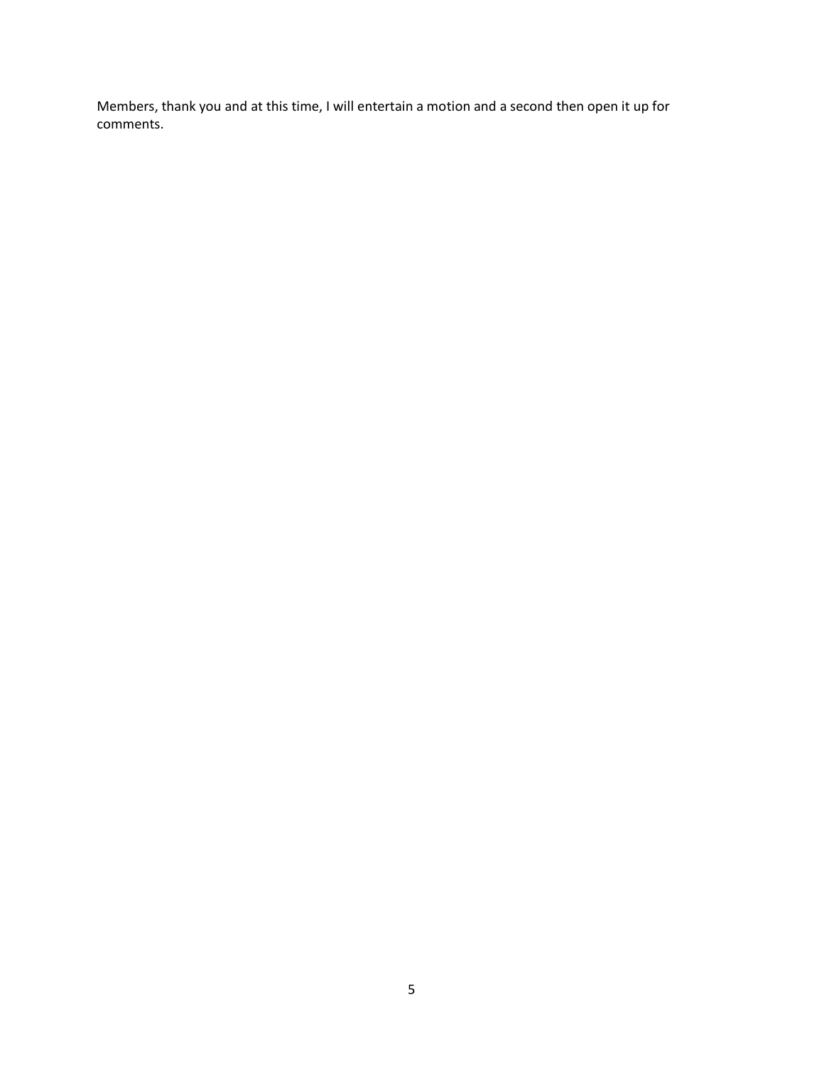Members, thank you and at this time, I will entertain a motion and a second then open it up for comments.